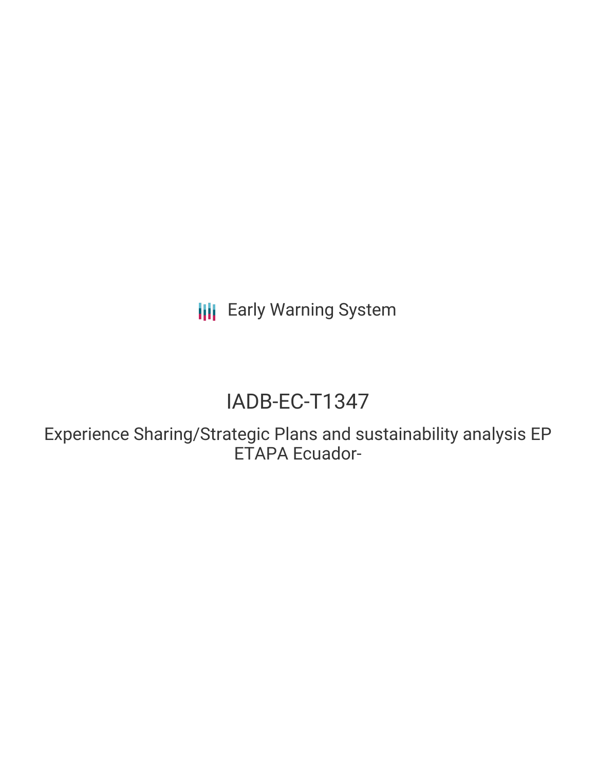Early Warning System

# IADB-EC-T1347

## Experience Sharing/Strategic Plans and sustainability analysis EP ETAPA Ecuador-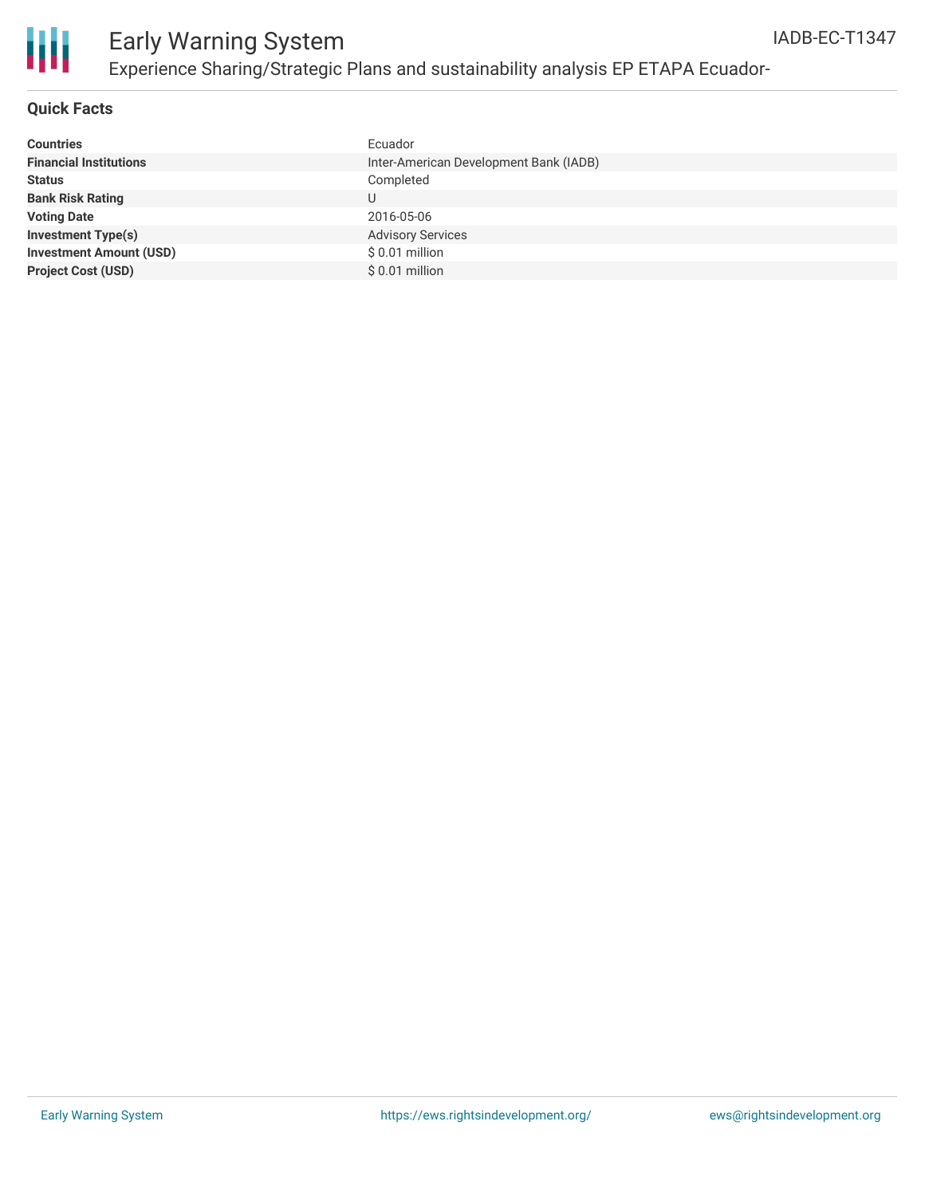# Early Warning System

## Experience Sharing/Strategic Plans and sustainability analysis EP ETAPA Ecuador-

IADB-EC-T1347

### Quick Facts

| | |
|---|---|
| **Countries** | Ecuador |
| **Financial Institutions** | Inter-American Development Bank (IADB) |
| **Status** | Completed |
| **Bank Risk Rating** | U |
| **Voting Date** | 2016-05-06 |
| **Investment Type(s)** | Advisory Services |
| **Investment Amount (USD)** | $ 0.01 million |
| **Project Cost (USD)** | $ 0.01 million |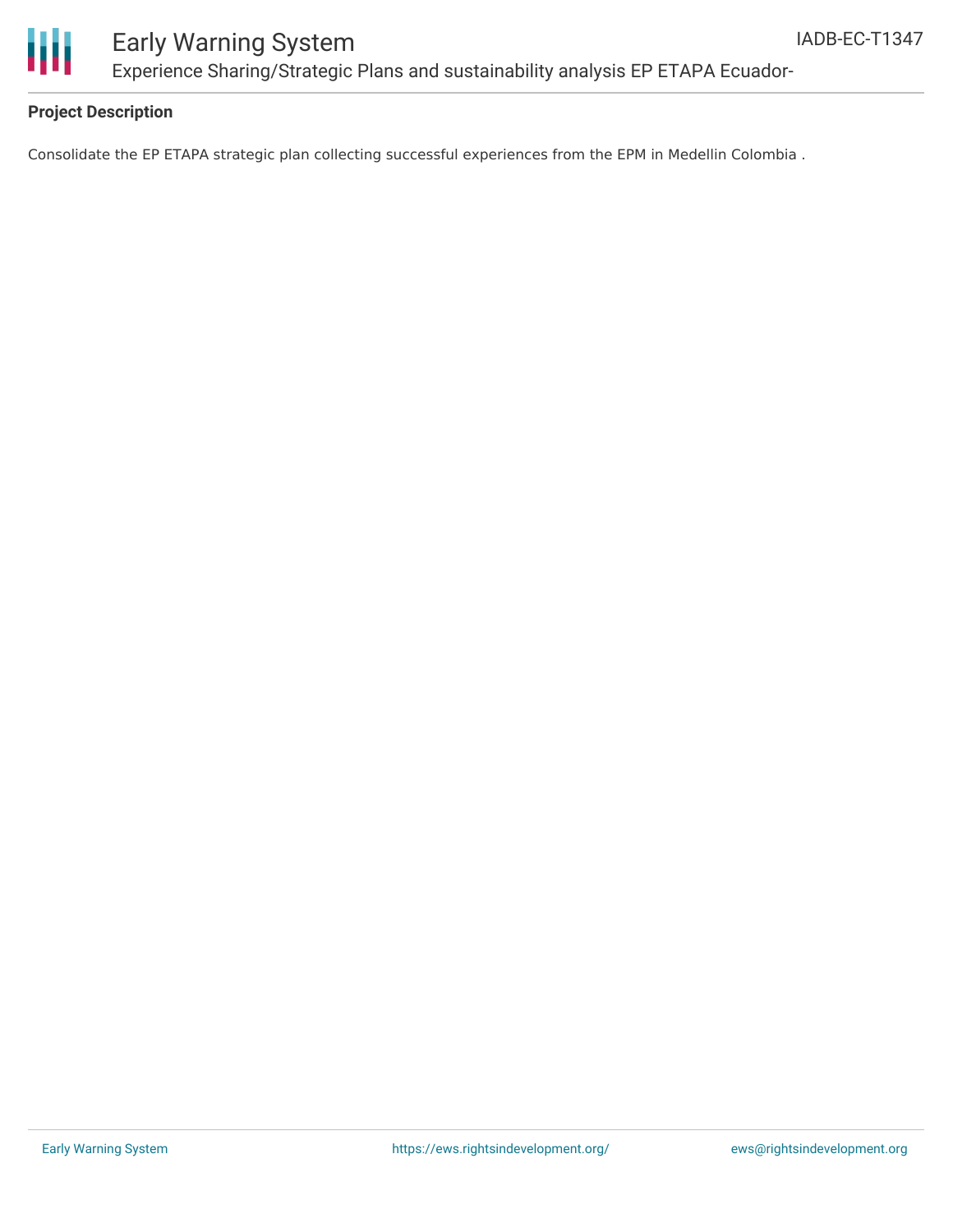## Project Description

Consolidate the EP ETAPA strategic plan collecting successful experiences from the EPM in Medellin Colombia .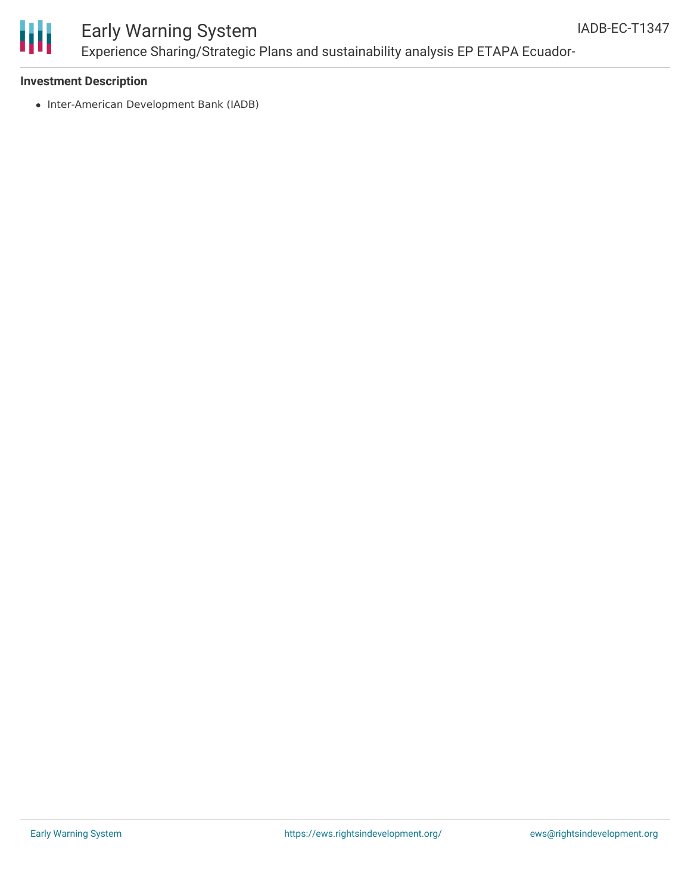**Investment Description**

- Inter-American Development Bank (IADB)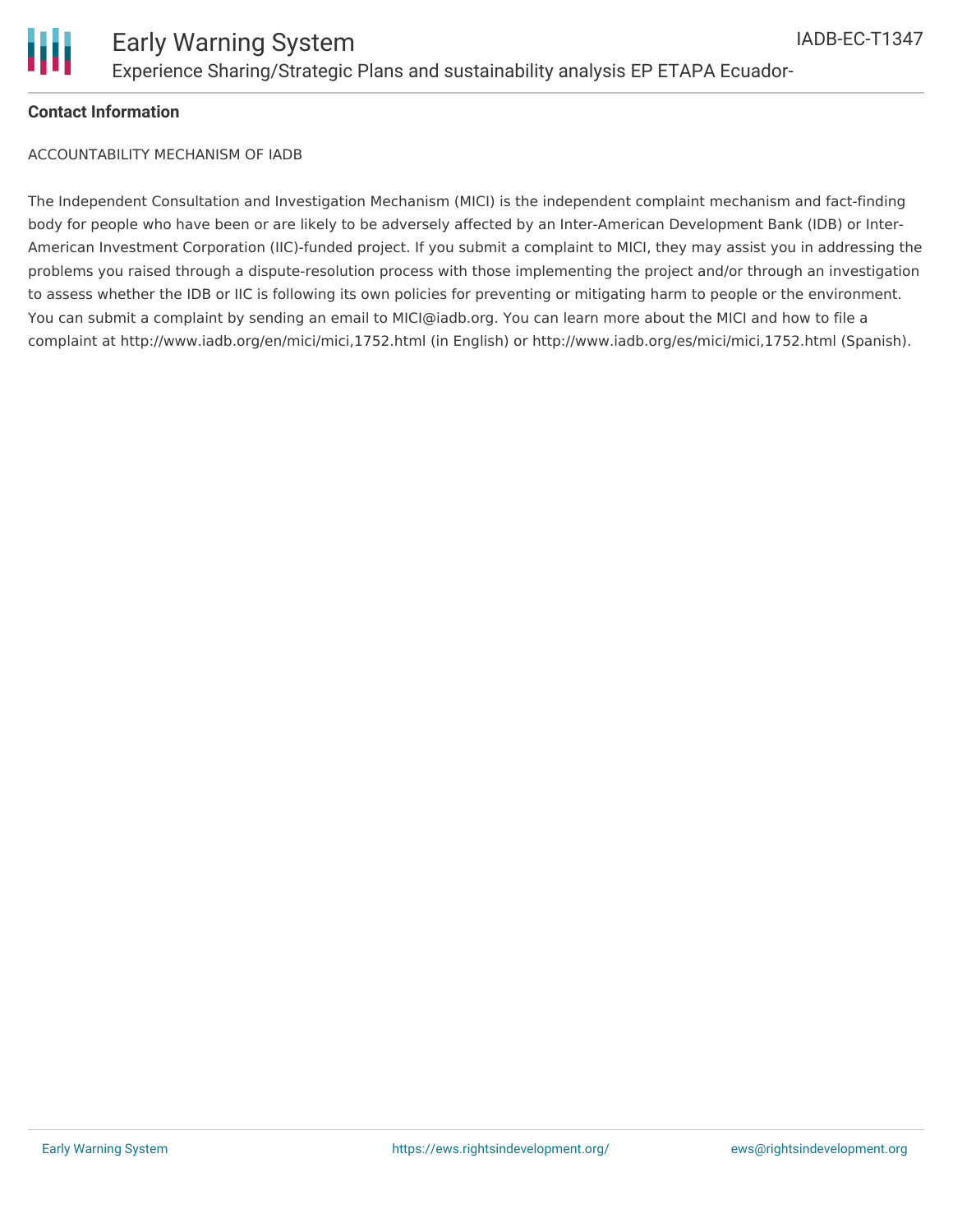**Contact Information**

ACCOUNTABILITY MECHANISM OF IADB

The Independent Consultation and Investigation Mechanism (MICI) is the independent complaint mechanism and fact-finding body for people who have been or are likely to be adversely affected by an Inter-American Development Bank (IDB) or Inter-American Investment Corporation (IIC)-funded project. If you submit a complaint to MICI, they may assist you in addressing the problems you raised through a dispute-resolution process with those implementing the project and/or through an investigation to assess whether the IDB or IIC is following its own policies for preventing or mitigating harm to people or the environment. You can submit a complaint by sending an email to MICI@iadb.org. You can learn more about the MICI and how to file a complaint at http://www.iadb.org/en/mici/mici,1752.html (in English) or http://www.iadb.org/es/mici/mici,1752.html (Spanish).